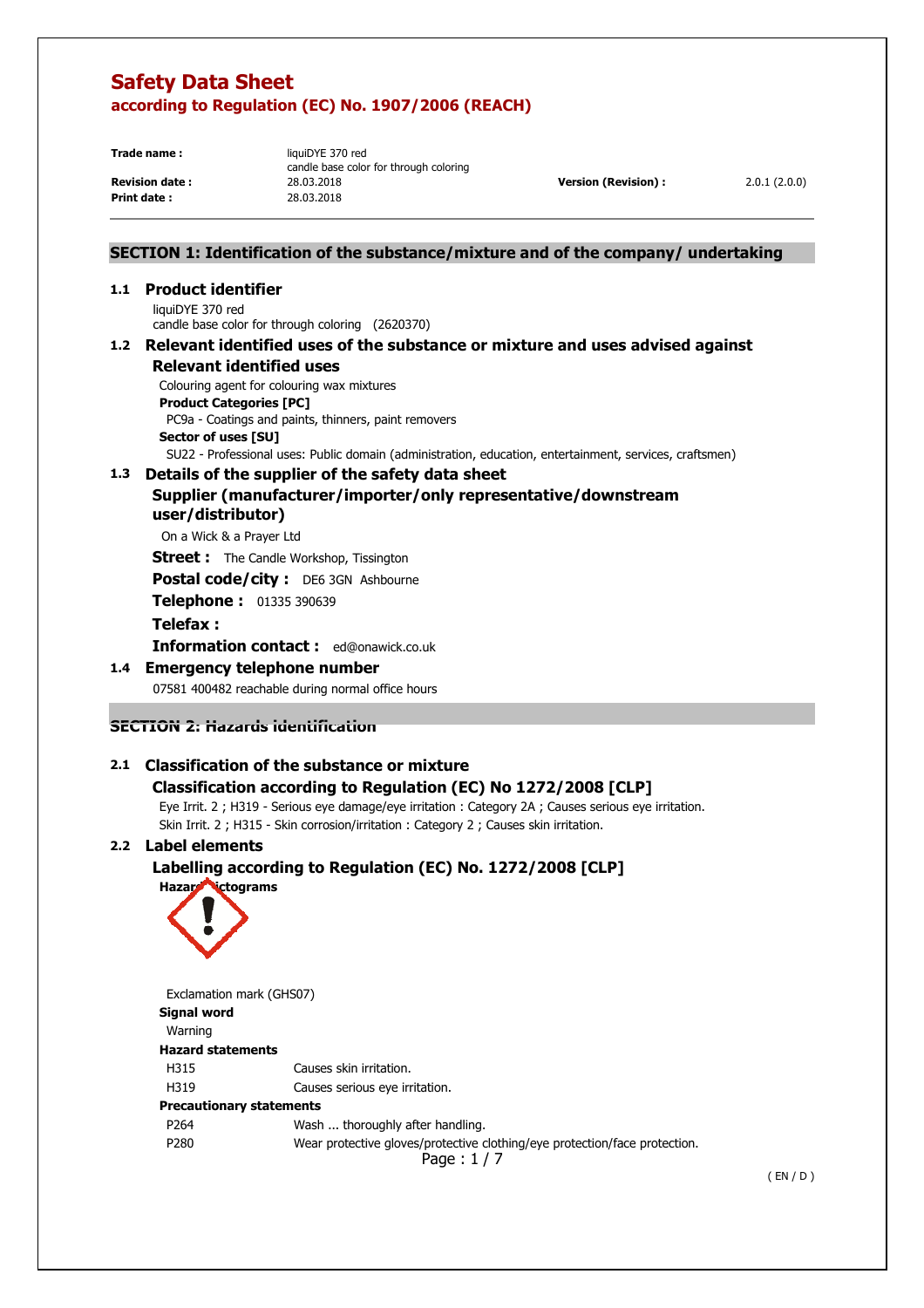# Safety Data Sheet

## according to Regulation (EC) No. 1907/2006 (REACH)

| | | | |
|---|---|---|---|
| **Trade name :** | liquiDYE 370 red<br>candle base color for through coloring | | |
| **Revision date :** | 28.03.2018 | **Version (Revision) :** | 2.0.1 (2.0.0) |
| **Print date :** | 28.03.2018 | | |

## SECTION 1: Identification of the substance/mixture and of the company/ undertaking

### 1.1 Product identifier

liquiDYE 370 red
candle base color for through coloring (2620370)

### 1.2 Relevant identified uses of the substance or mixture and uses advised against

#### Relevant identified uses

Colouring agent for colouring wax mixtures

**Product Categories [PC]**

PC9a - Coatings and paints, thinners, paint removers

**Sector of uses [SU]**

SU22 - Professional uses: Public domain (administration, education, entertainment, services, craftsmen)

### 1.3 Details of the supplier of the safety data sheet

#### Supplier (manufacturer/importer/only representative/downstream user/distributor)

On a Wick & a Prayer Ltd

**Street :** The Candle Workshop, Tissington

**Postal code/city :** DE6 3GN Ashbourne

**Telephone :** 01335 390639

**Telefax :**

**Information contact :** ed@onawick.co.uk

### 1.4 Emergency telephone number

07581 400482 reachable during normal office hours

## SECTION 2: Hazards identification

### 2.1 Classification of the substance or mixture

#### Classification according to Regulation (EC) No 1272/2008 [CLP]

Eye Irrit. 2 ; H319 - Serious eye damage/eye irritation : Category 2A ; Causes serious eye irritation.
Skin Irrit. 2 ; H315 - Skin corrosion/irritation : Category 2 ; Causes skin irritation.

### 2.2 Label elements

#### Labelling according to Regulation (EC) No. 1272/2008 [CLP]

**Hazard pictograms**

Exclamation mark (GHS07)

**Signal word**

Warning

**Hazard statements**

| | |
|---|---|
| H315 | Causes skin irritation. |
| H319 | Causes serious eye irritation. |

**Precautionary statements**

| | |
|---|---|
| P264 | Wash ... thoroughly after handling. |
| P280 | Wear protective gloves/protective clothing/eye protection/face protection. |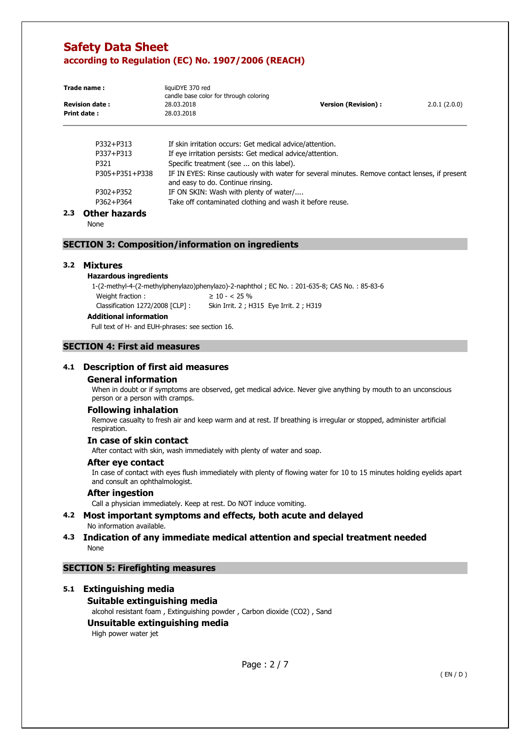| | |
|---|---|
| P332+P313 | If skin irritation occurs: Get medical advice/attention. |
| P337+P313 | If eye irritation persists: Get medical advice/attention. |
| P321 | Specific treatment (see ... on this label). |
| P305+P351+P338 | IF IN EYES: Rinse cautiously with water for several minutes. Remove contact lenses, if present and easy to do. Continue rinsing. |
| P302+P352 | IF ON SKIN: Wash with plenty of water/.... |
| P362+P364 | Take off contaminated clothing and wash it before reuse. |

### 2.3 Other hazards

None

## SECTION 3: Composition/information on ingredients

### 3.2 Mixtures

**Hazardous ingredients**

1-(2-methyl-4-(2-methylphenylazo)phenylazo)-2-naphthol ; EC No. : 201-635-8; CAS No. : 85-83-6

Weight fraction : ≥ 10 - < 25 %

Classification 1272/2008 [CLP] : Skin Irrit. 2 ; H315 Eye Irrit. 2 ; H319

**Additional information**

Full text of H- and EUH-phrases: see section 16.

## SECTION 4: First aid measures

### 4.1 Description of first aid measures

#### General information

When in doubt or if symptoms are observed, get medical advice. Never give anything by mouth to an unconscious person or a person with cramps.

#### Following inhalation

Remove casualty to fresh air and keep warm and at rest. If breathing is irregular or stopped, administer artificial respiration.

#### In case of skin contact

After contact with skin, wash immediately with plenty of water and soap.

#### After eye contact

In case of contact with eyes flush immediately with plenty of flowing water for 10 to 15 minutes holding eyelids apart and consult an ophthalmologist.

#### After ingestion

Call a physician immediately. Keep at rest. Do NOT induce vomiting.

### 4.2 Most important symptoms and effects, both acute and delayed

No information available.

### 4.3 Indication of any immediate medical attention and special treatment needed

None

## SECTION 5: Firefighting measures

### 5.1 Extinguishing media

#### Suitable extinguishing media

alcohol resistant foam , Extinguishing powder , Carbon dioxide ($CO_2$) , Sand

#### Unsuitable extinguishing media

High power water jet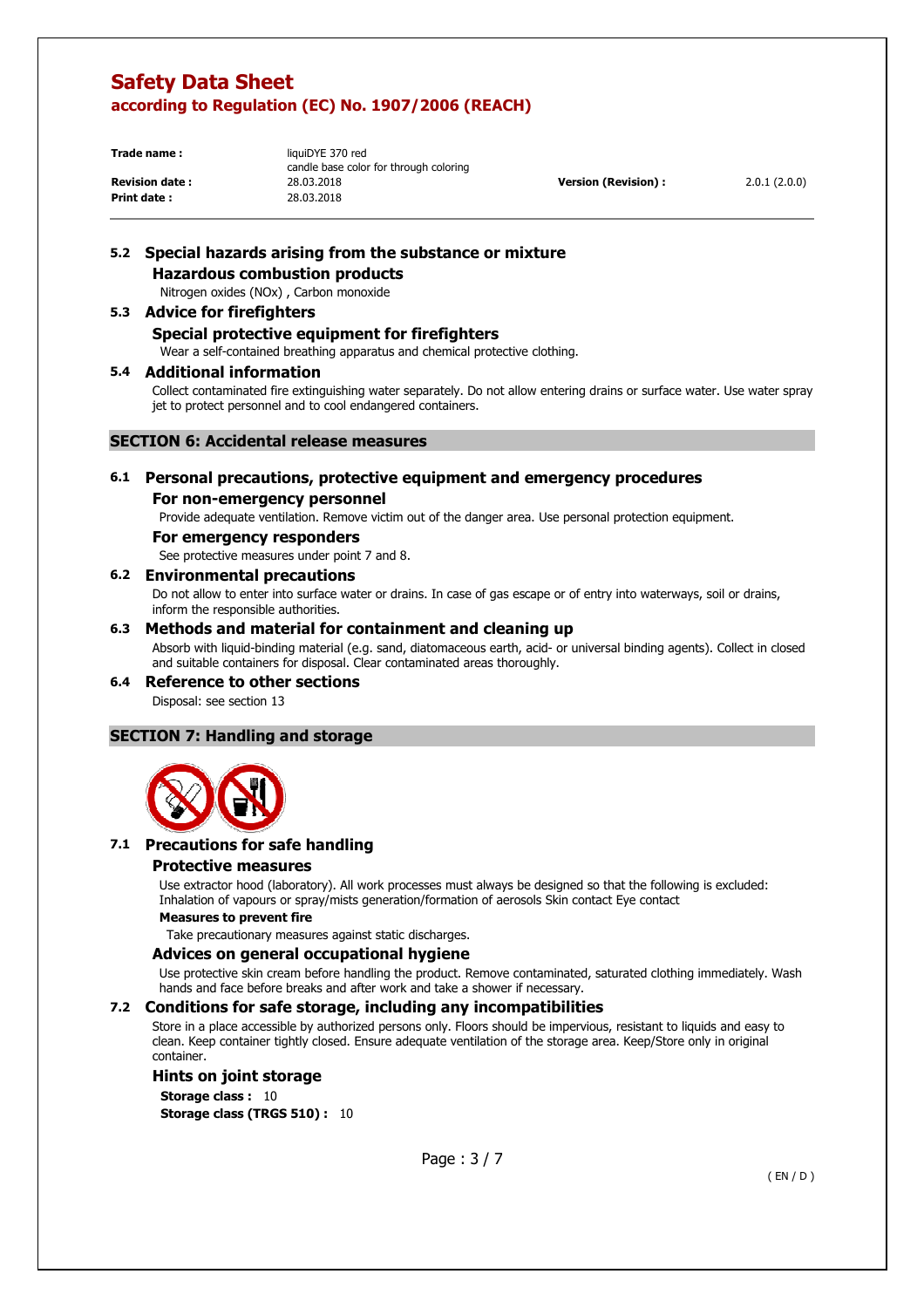### 5.2 Special hazards arising from the substance or mixture

**Hazardous combustion products**

Nitrogen oxides (NOx) , Carbon monoxide

### 5.3 Advice for firefighters

**Special protective equipment for firefighters**

Wear a self-contained breathing apparatus and chemical protective clothing.

### 5.4 Additional information

Collect contaminated fire extinguishing water separately. Do not allow entering drains or surface water. Use water spray jet to protect personnel and to cool endangered containers.

## SECTION 6: Accidental release measures

### 6.1 Personal precautions, protective equipment and emergency procedures

**For non-emergency personnel**

Provide adequate ventilation. Remove victim out of the danger area. Use personal protection equipment.

**For emergency responders**

See protective measures under point 7 and 8.

### 6.2 Environmental precautions

Do not allow to enter into surface water or drains. In case of gas escape or of entry into waterways, soil or drains, inform the responsible authorities.

### 6.3 Methods and material for containment and cleaning up

Absorb with liquid-binding material (e.g. sand, diatomaceous earth, acid- or universal binding agents). Collect in closed and suitable containers for disposal. Clear contaminated areas thoroughly.

### 6.4 Reference to other sections

Disposal: see section 13

## SECTION 7: Handling and storage

### 7.1 Precautions for safe handling

**Protective measures**

Use extractor hood (laboratory). All work processes must always be designed so that the following is excluded: Inhalation of vapours or spray/mists generation/formation of aerosols Skin contact Eye contact

**Measures to prevent fire**

Take precautionary measures against static discharges.

**Advices on general occupational hygiene**

Use protective skin cream before handling the product. Remove contaminated, saturated clothing immediately. Wash hands and face before breaks and after work and take a shower if necessary.

### 7.2 Conditions for safe storage, including any incompatibilities

Store in a place accessible by authorized persons only. Floors should be impervious, resistant to liquids and easy to clean. Keep container tightly closed. Ensure adequate ventilation of the storage area. Keep/Store only in original container.

**Hints on joint storage**

**Storage class :** 10

**Storage class (TRGS 510) :** 10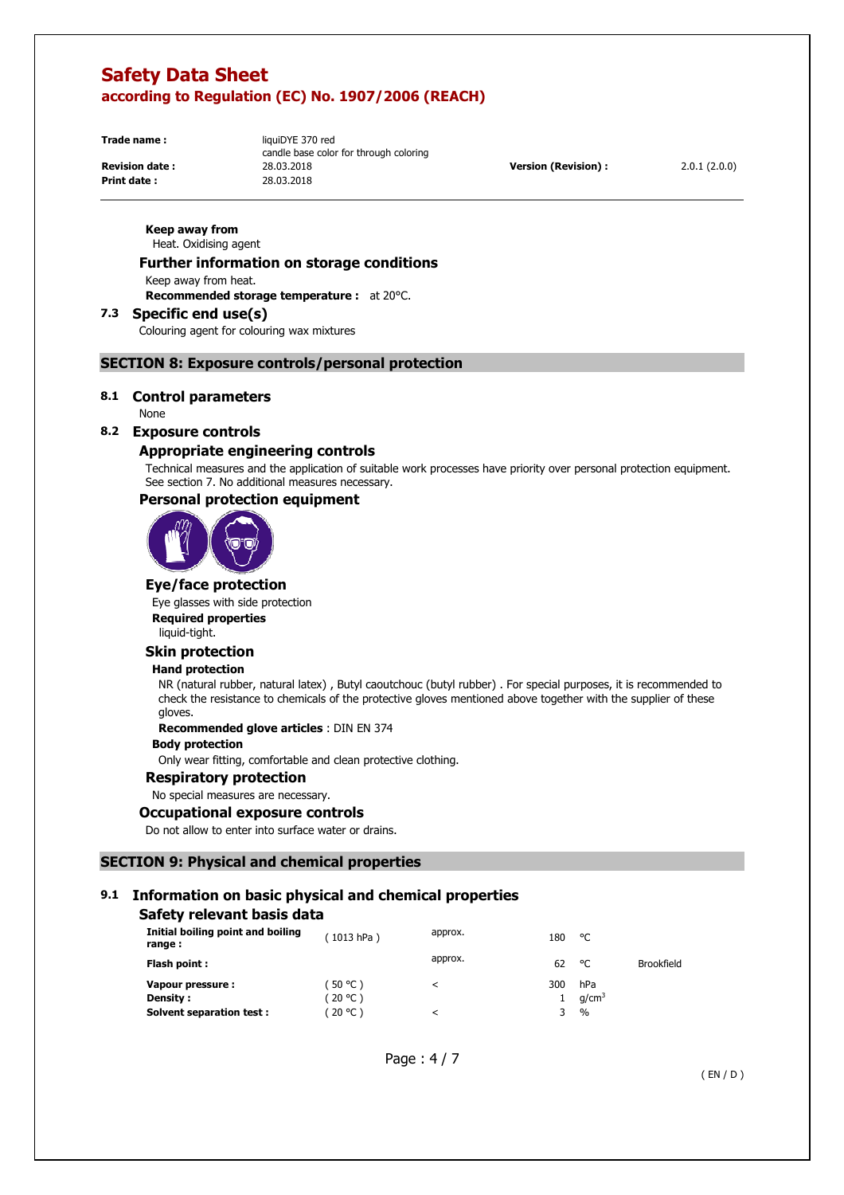**Keep away from**
Heat. Oxidising agent

### Further information on storage conditions

Keep away from heat.
**Recommended storage temperature :** at 20°C.

## 7.3 Specific end use(s)

Colouring agent for colouring wax mixtures

# SECTION 8: Exposure controls/personal protection

## 8.1 Control parameters

None

## 8.2 Exposure controls

### Appropriate engineering controls

Technical measures and the application of suitable work processes have priority over personal protection equipment. See section 7. No additional measures necessary.

### Personal protection equipment

### Eye/face protection

Eye glasses with side protection
**Required properties**
liquid-tight.

### Skin protection

**Hand protection**
NR (natural rubber, natural latex) , Butyl caoutchouc (butyl rubber) . For special purposes, it is recommended to check the resistance to chemicals of the protective gloves mentioned above together with the supplier of these gloves.
**Recommended glove articles** : DIN EN 374
**Body protection**
Only wear fitting, comfortable and clean protective clothing.

### Respiratory protection

No special measures are necessary.

### Occupational exposure controls

Do not allow to enter into surface water or drains.

# SECTION 9: Physical and chemical properties

## 9.1 Information on basic physical and chemical properties

### Safety relevant basis data

| | | | | | |
|---|---|---|---|---|---|
| **Initial boiling point and boiling range :** | ( 1013 hPa ) | approx. | 180 | °C | |
| **Flash point :** | | approx. | 62 | °C | Brookfield |
| **Vapour pressure :** | ( 50 °C ) | < | 300 | hPa | |
| **Density :** | ( 20 °C ) | | 1 | $g/cm^3$ | |
| **Solvent separation test :** | ( 20 °C ) | < | 3 | % | |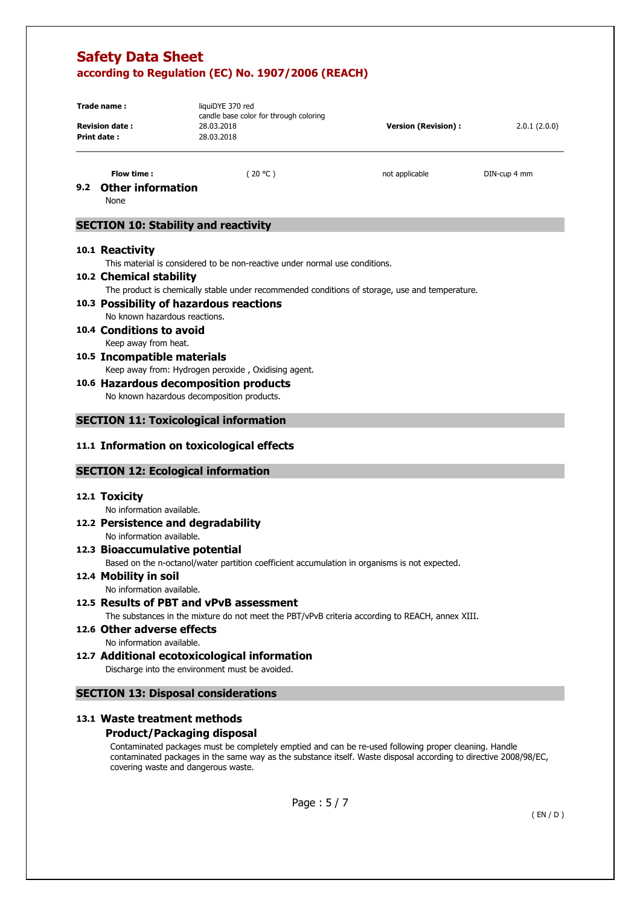| | | | |
|---|---|---|---|
| **Flow time :** | ( 20 °C ) | not applicable | DIN-cup 4 mm |

### 9.2 Other information

None

## SECTION 10: Stability and reactivity

### 10.1 Reactivity

This material is considered to be non-reactive under normal use conditions.

### 10.2 Chemical stability

The product is chemically stable under recommended conditions of storage, use and temperature.

### 10.3 Possibility of hazardous reactions

No known hazardous reactions.

### 10.4 Conditions to avoid

Keep away from heat.

### 10.5 Incompatible materials

Keep away from: Hydrogen peroxide , Oxidising agent.

### 10.6 Hazardous decomposition products

No known hazardous decomposition products.

## SECTION 11: Toxicological information

### 11.1 Information on toxicological effects

## SECTION 12: Ecological information

### 12.1 Toxicity

No information available.

### 12.2 Persistence and degradability

No information available.

### 12.3 Bioaccumulative potential

Based on the n-octanol/water partition coefficient accumulation in organisms is not expected.

### 12.4 Mobility in soil

No information available.

### 12.5 Results of PBT and vPvB assessment

The substances in the mixture do not meet the PBT/vPvB criteria according to REACH, annex XIII.

### 12.6 Other adverse effects

No information available.

### 12.7 Additional ecotoxicological information

Discharge into the environment must be avoided.

## SECTION 13: Disposal considerations

### 13.1 Waste treatment methods

#### Product/Packaging disposal

Contaminated packages must be completely emptied and can be re-used following proper cleaning. Handle contaminated packages in the same way as the substance itself. Waste disposal according to directive 2008/98/EC, covering waste and dangerous waste.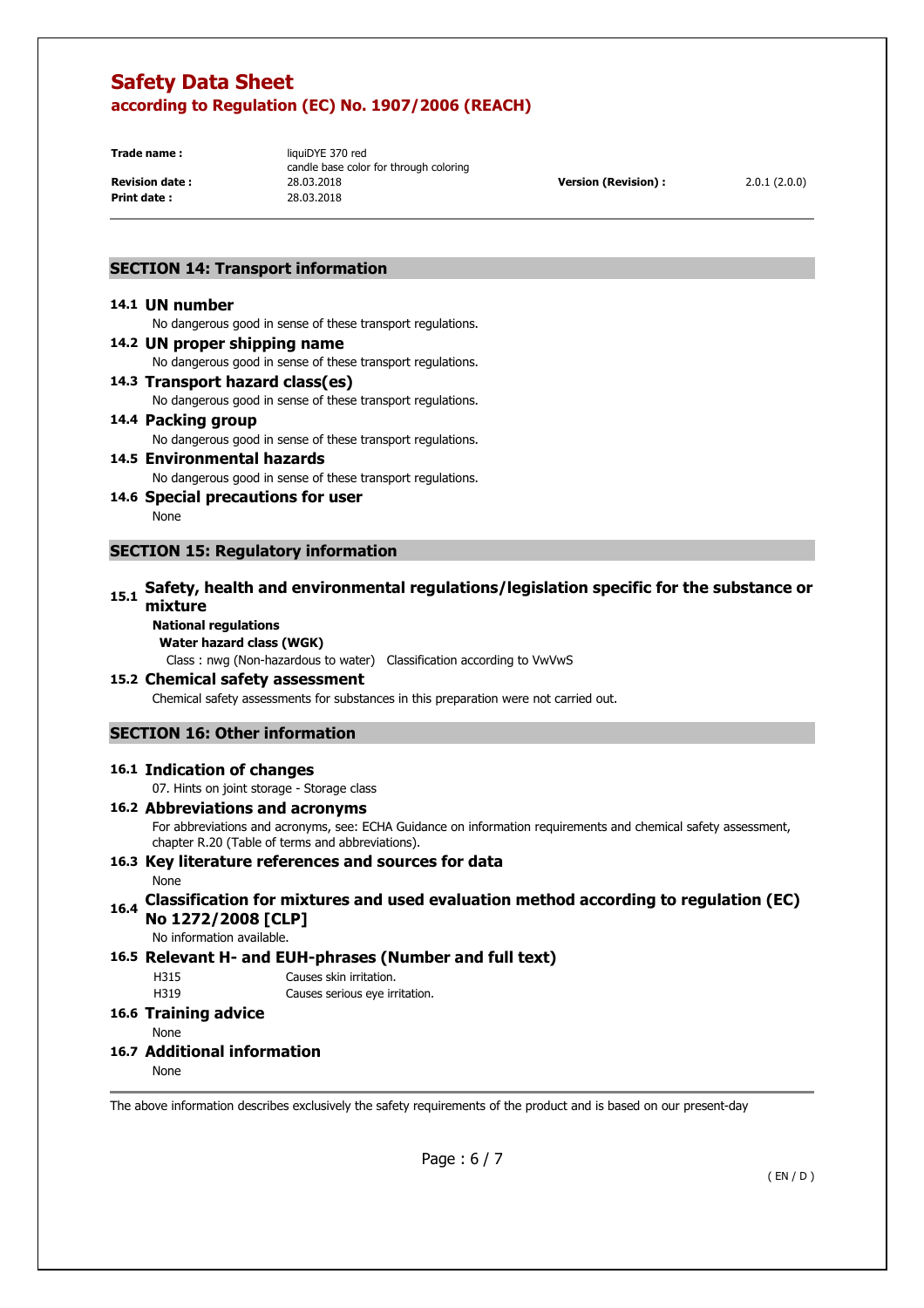## SECTION 14: Transport information

### 14.1 UN number

No dangerous good in sense of these transport regulations.

### 14.2 UN proper shipping name

No dangerous good in sense of these transport regulations.

### 14.3 Transport hazard class(es)

No dangerous good in sense of these transport regulations.

### 14.4 Packing group

No dangerous good in sense of these transport regulations.

### 14.5 Environmental hazards

No dangerous good in sense of these transport regulations.

### 14.6 Special precautions for user

None

## SECTION 15: Regulatory information

### 15.1 Safety, health and environmental regulations/legislation specific for the substance or mixture

**National regulations**

**Water hazard class (WGK)**

Class : nwg (Non-hazardous to water) Classification according to VwVwS

### 15.2 Chemical safety assessment

Chemical safety assessments for substances in this preparation were not carried out.

## SECTION 16: Other information

### 16.1 Indication of changes

07. Hints on joint storage - Storage class

### 16.2 Abbreviations and acronyms

For abbreviations and acronyms, see: ECHA Guidance on information requirements and chemical safety assessment, chapter R.20 (Table of terms and abbreviations).

### 16.3 Key literature references and sources for data

None

### 16.4 Classification for mixtures and used evaluation method according to regulation (EC) No 1272/2008 [CLP]

No information available.

### 16.5 Relevant H- and EUH-phrases (Number and full text)

| | |
|---|---|
| H315 | Causes skin irritation. |
| H319 | Causes serious eye irritation. |

### 16.6 Training advice

None

### 16.7 Additional information

None

The above information describes exclusively the safety requirements of the product and is based on our present-day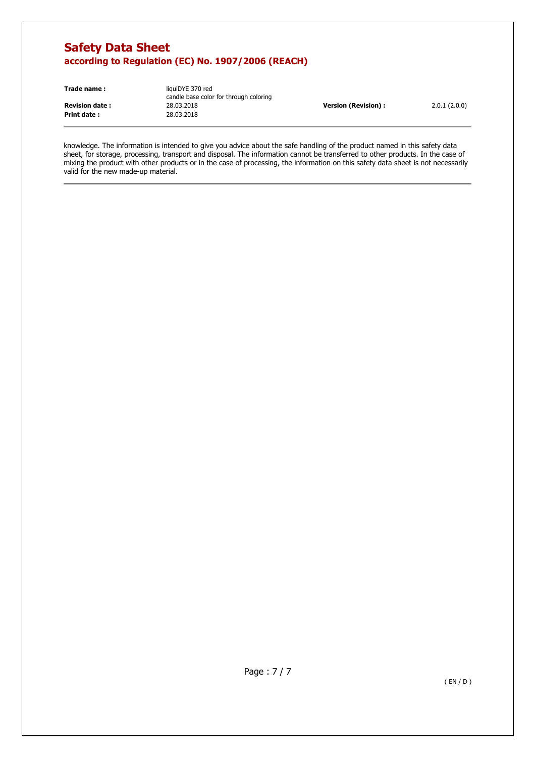knowledge. The information is intended to give you advice about the safe handling of the product named in this safety data sheet, for storage, processing, transport and disposal. The information cannot be transferred to other products. In the case of mixing the product with other products or in the case of processing, the information on this safety data sheet is not necessarily valid for the new made-up material.